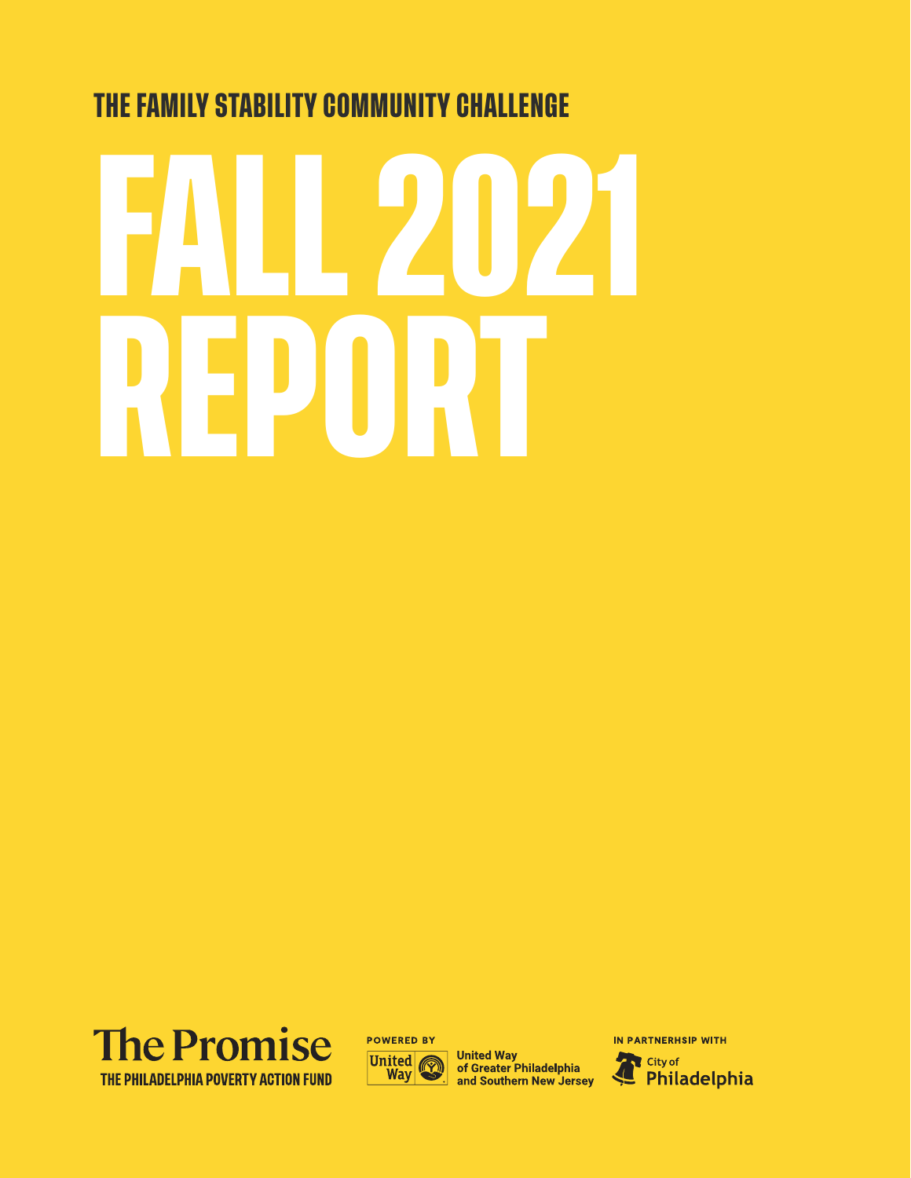## THE FAMILY STABILITY COMMUNITY CHALLENGE

# FALL 2021 REPORT

**The Promise**
THE PHILADELPHIA POVERTY ACTION FUND

POWERED BY
United Way of Greater Philadelphia and Southern New Jersey

IN PARTNERHSIP WITH
City of Philadelphia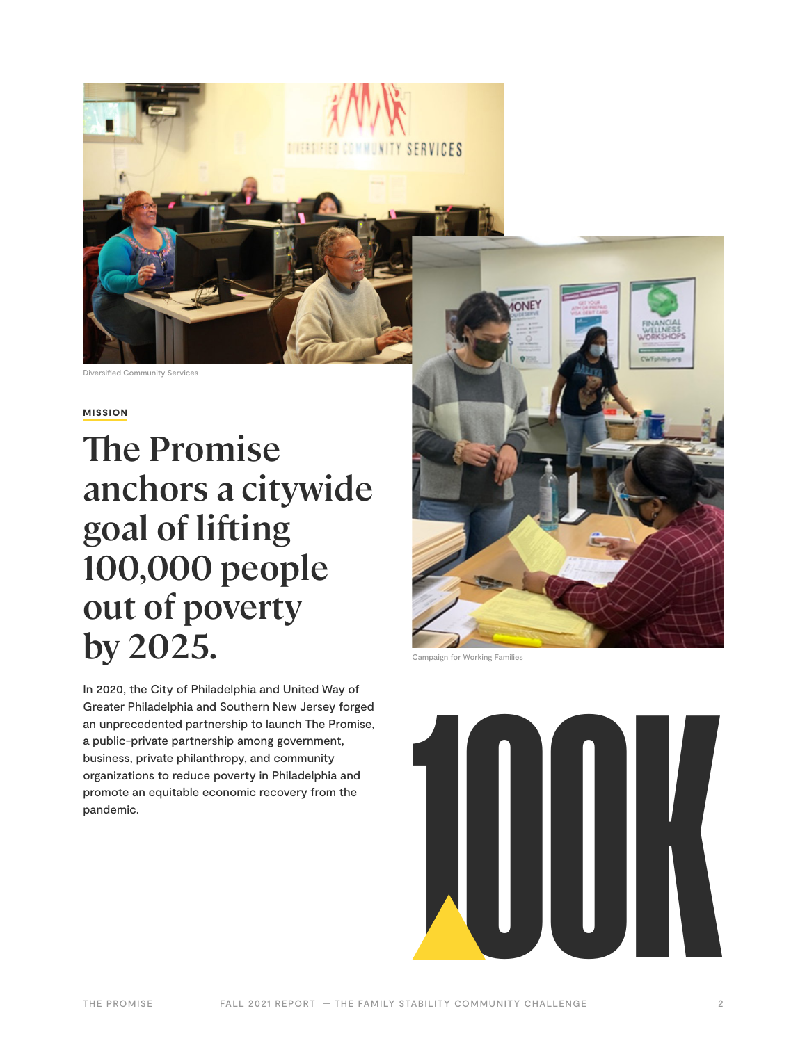Diversified Community Services

MISSION

# The Promise anchors a citywide goal of lifting 100,000 people out of poverty by 2025.

Campaign for Working Families

In 2020, the City of Philadelphia and United Way of Greater Philadelphia and Southern New Jersey forged an unprecedented partnership to launch The Promise, a public-private partnership among government, business, private philanthropy, and community organizations to reduce poverty in Philadelphia and promote an equitable economic recovery from the pandemic.

100K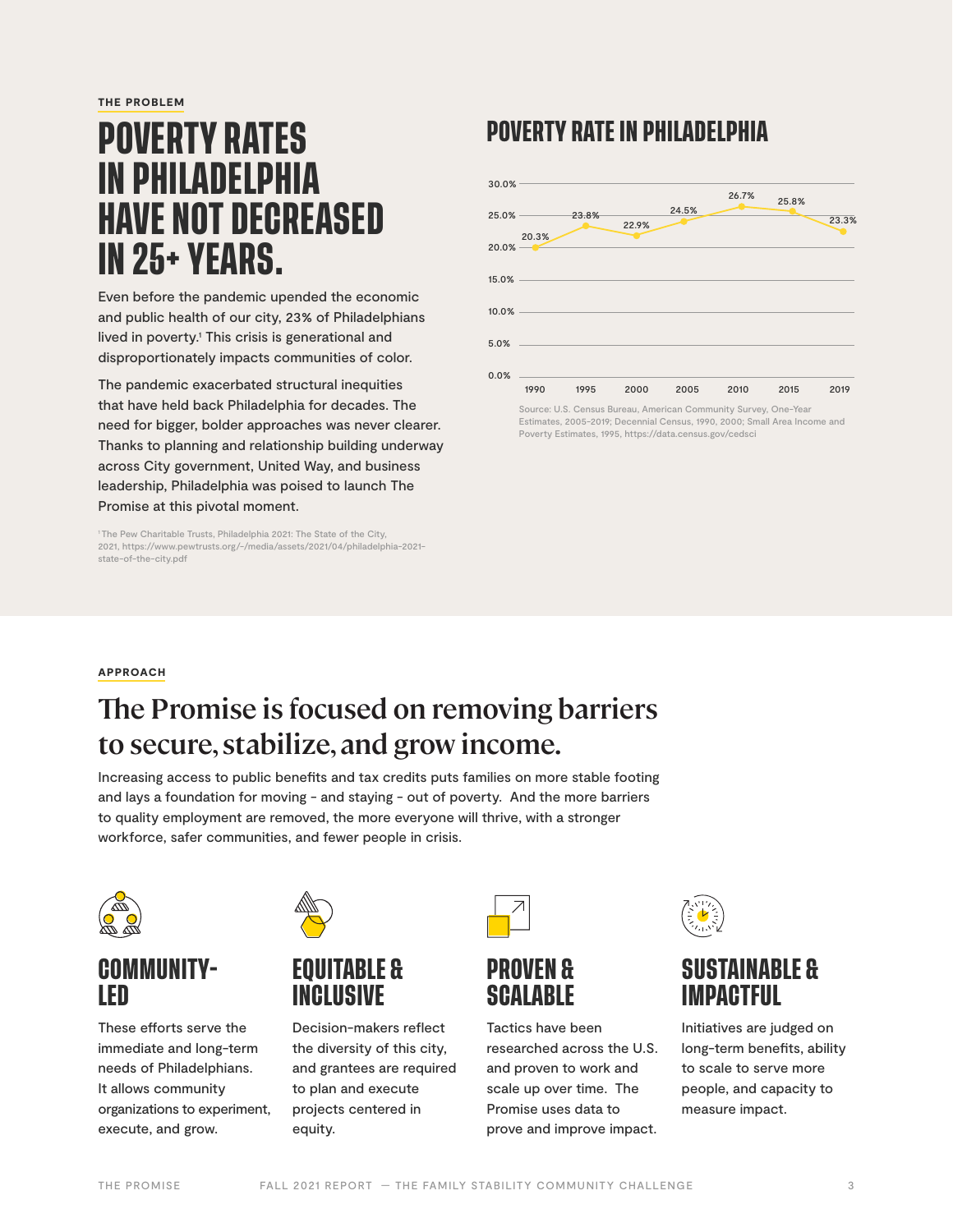THE PROBLEM

# POVERTY RATES IN PHILADELPHIA HAVE NOT DECREASED IN 25+ YEARS.

Even before the pandemic upended the economic and public health of our city, 23% of Philadelphians lived in poverty.[1] This crisis is generational and disproportionately impacts communities of color.

The pandemic exacerbated structural inequities that have held back Philadelphia for decades. The need for bigger, bolder approaches was never clearer. Thanks to planning and relationship building underway across City government, United Way, and business leadership, Philadelphia was poised to launch The Promise at this pivotal moment.

[1] The Pew Charitable Trusts, Philadelphia 2021: The State of the City, 2021, https://www.pewtrusts.org/-/media/assets/2021/04/philadelphia-2021-state-of-the-city.pdf

## POVERTY RATE IN PHILADELPHIA

| Year | Poverty Rate |
| --- | --- |
| 1990 | 20.3% |
| 1995 | 23.8% |
| 2000 | 22.9% |
| 2005 | 24.5% |
| 2010 | 26.7% |
| 2015 | 25.8% |
| 2019 | 23.3% |

Source: U.S. Census Bureau, American Community Survey, One-Year Estimates, 2005-2019; Decennial Census, 1990, 2000; Small Area Income and Poverty Estimates, 1995, https://data.census.gov/cedsci

APPROACH

## The Promise is focused on removing barriers to secure, stabilize, and grow income.

Increasing access to public benefits and tax credits puts families on more stable footing and lays a foundation for moving - and staying - out of poverty. And the more barriers to quality employment are removed, the more everyone will thrive, with a stronger workforce, safer communities, and fewer people in crisis.

### COMMUNITY-LED

These efforts serve the immediate and long-term needs of Philadelphians. It allows community organizations to experiment, execute, and grow.

### EQUITABLE & INCLUSIVE

Decision-makers reflect the diversity of this city, and grantees are required to plan and execute projects centered in equity.

### PROVEN & SCALABLE

Tactics have been researched across the U.S. and proven to work and scale up over time. The Promise uses data to prove and improve impact.

### SUSTAINABLE & IMPACTFUL

Initiatives are judged on long-term benefits, ability to scale to serve more people, and capacity to measure impact.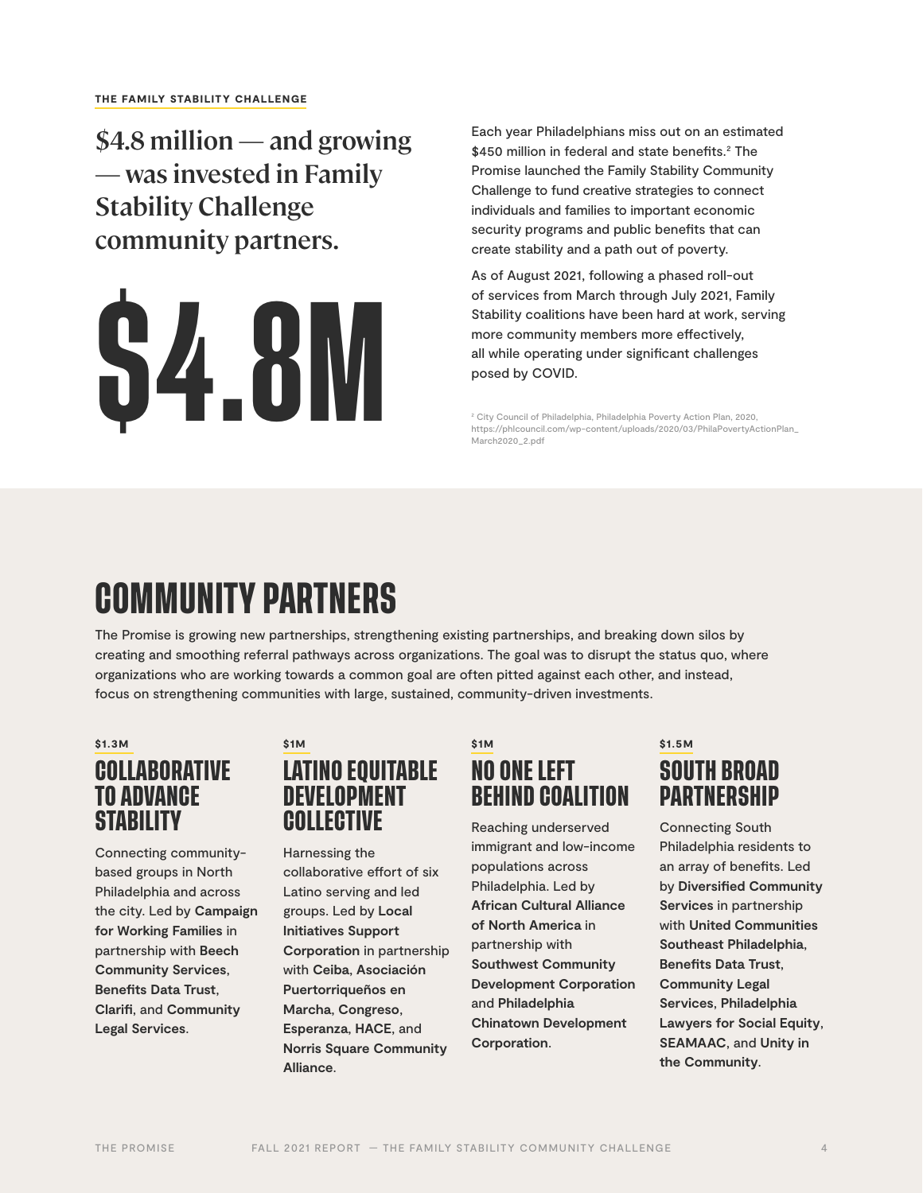**THE FAMILY STABILITY CHALLENGE**

## $4.8 million — and growing — was invested in Family Stability Challenge community partners.

# $4.8M

Each year Philadelphians miss out on an estimated $450 million in federal and state benefits.[2] The Promise launched the Family Stability Community Challenge to fund creative strategies to connect individuals and families to important economic security programs and public benefits that can create stability and a path out of poverty.

As of August 2021, following a phased roll-out of services from March through July 2021, Family Stability coalitions have been hard at work, serving more community members more effectively, all while operating under significant challenges posed by COVID.

[2] City Council of Philadelphia, Philadelphia Poverty Action Plan, 2020, https://phlcouncil.com/wp-content/uploads/2020/03/PhilaPovertyActionPlan_March2020_2.pdf

# COMMUNITY PARTNERS

The Promise is growing new partnerships, strengthening existing partnerships, and breaking down silos by creating and smoothing referral pathways across organizations. The goal was to disrupt the status quo, where organizations who are working towards a common goal are often pitted against each other, and instead, focus on strengthening communities with large, sustained, community-driven investments.

**$1.3M**

### COLLABORATIVE TO ADVANCE STABILITY

Connecting community-based groups in North Philadelphia and across the city. Led by **Campaign for Working Families** in partnership with **Beech Community Services**, **Benefits Data Trust**, **Clarifi**, and **Community Legal Services**.

**$1M**

### LATINO EQUITABLE DEVELOPMENT COLLECTIVE

Harnessing the collaborative effort of six Latino serving and led groups. Led by **Local Initiatives Support Corporation** in partnership with **Ceiba**, **Asociación Puertorriqueños en Marcha**, **Congreso**, **Esperanza**, **HACE**, and **Norris Square Community Alliance**.

**$1M**

### NO ONE LEFT BEHIND COALITION

Reaching underserved immigrant and low-income populations across Philadelphia. Led by **African Cultural Alliance of North America** in partnership with **Southwest Community Development Corporation** and **Philadelphia Chinatown Development Corporation**.

**$1.5M**

### SOUTH BROAD PARTNERSHIP

Connecting South Philadelphia residents to an array of benefits. Led by **Diversified Community Services** in partnership with **United Communities Southeast Philadelphia**, **Benefits Data Trust**, **Community Legal Services**, **Philadelphia Lawyers for Social Equity**, **SEAMAAC**, and **Unity in the Community**.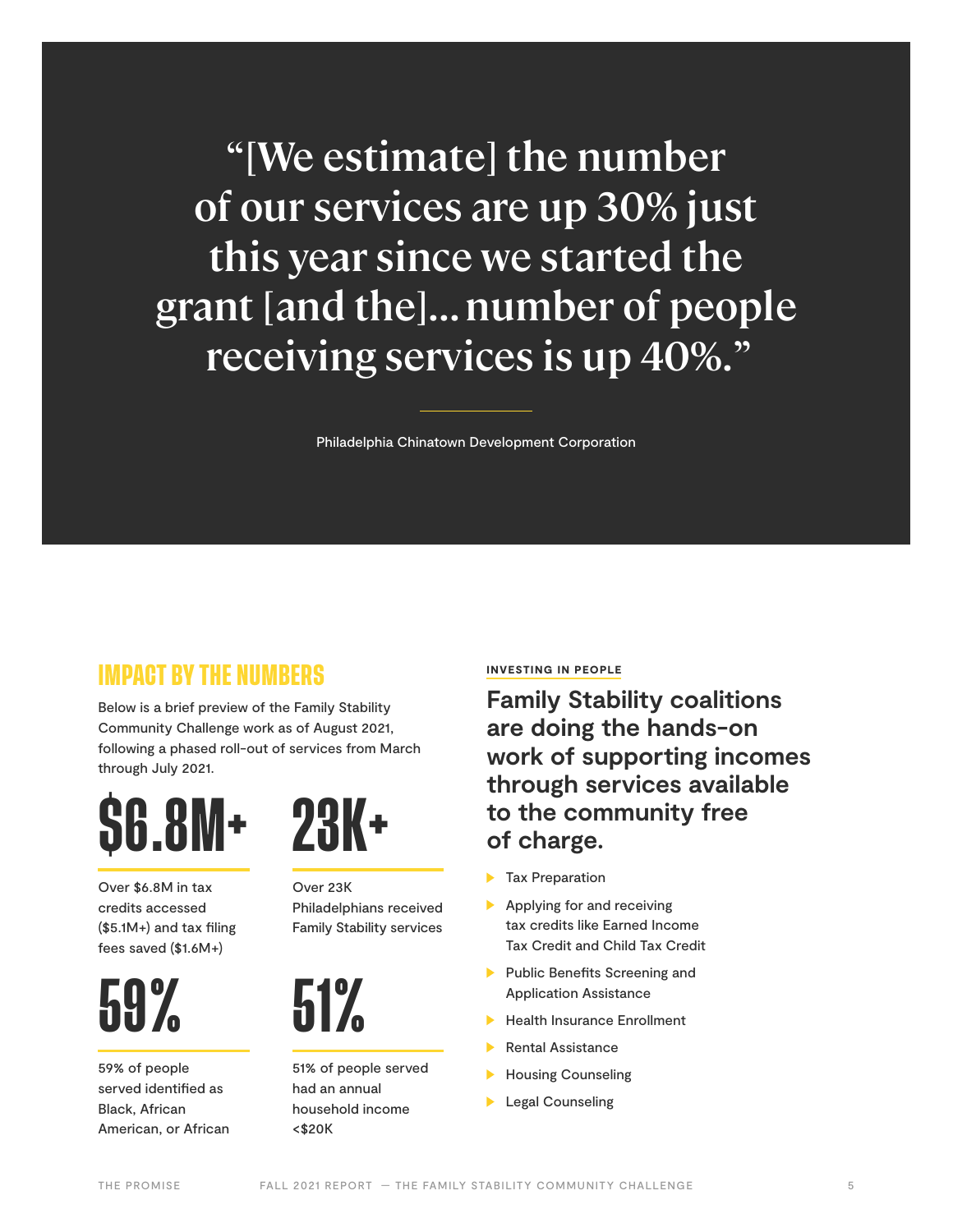> "[We estimate] the number of our services are up 30% just this year since we started the grant [and the]... number of people receiving services is up 40%."
>
> Philadelphia Chinatown Development Corporation

## IMPACT BY THE NUMBERS

Below is a brief preview of the Family Stability Community Challenge work as of August 2021, following a phased roll-out of services from March through July 2021.

**$6.8M+**

Over $6.8M in tax credits accessed ($5.1M+) and tax filing fees saved ($1.6M+)

**23K+**

Over 23K Philadelphians received Family Stability services

**59%**

59% of people served identified as Black, African American, or African

**51%**

51% of people served had an annual household income <$20K

#### INVESTING IN PEOPLE

### Family Stability coalitions are doing the hands-on work of supporting incomes through services available to the community free of charge.

- Tax Preparation
- Applying for and receiving tax credits like Earned Income Tax Credit and Child Tax Credit
- Public Benefits Screening and Application Assistance
- Health Insurance Enrollment
- Rental Assistance
- Housing Counseling
- Legal Counseling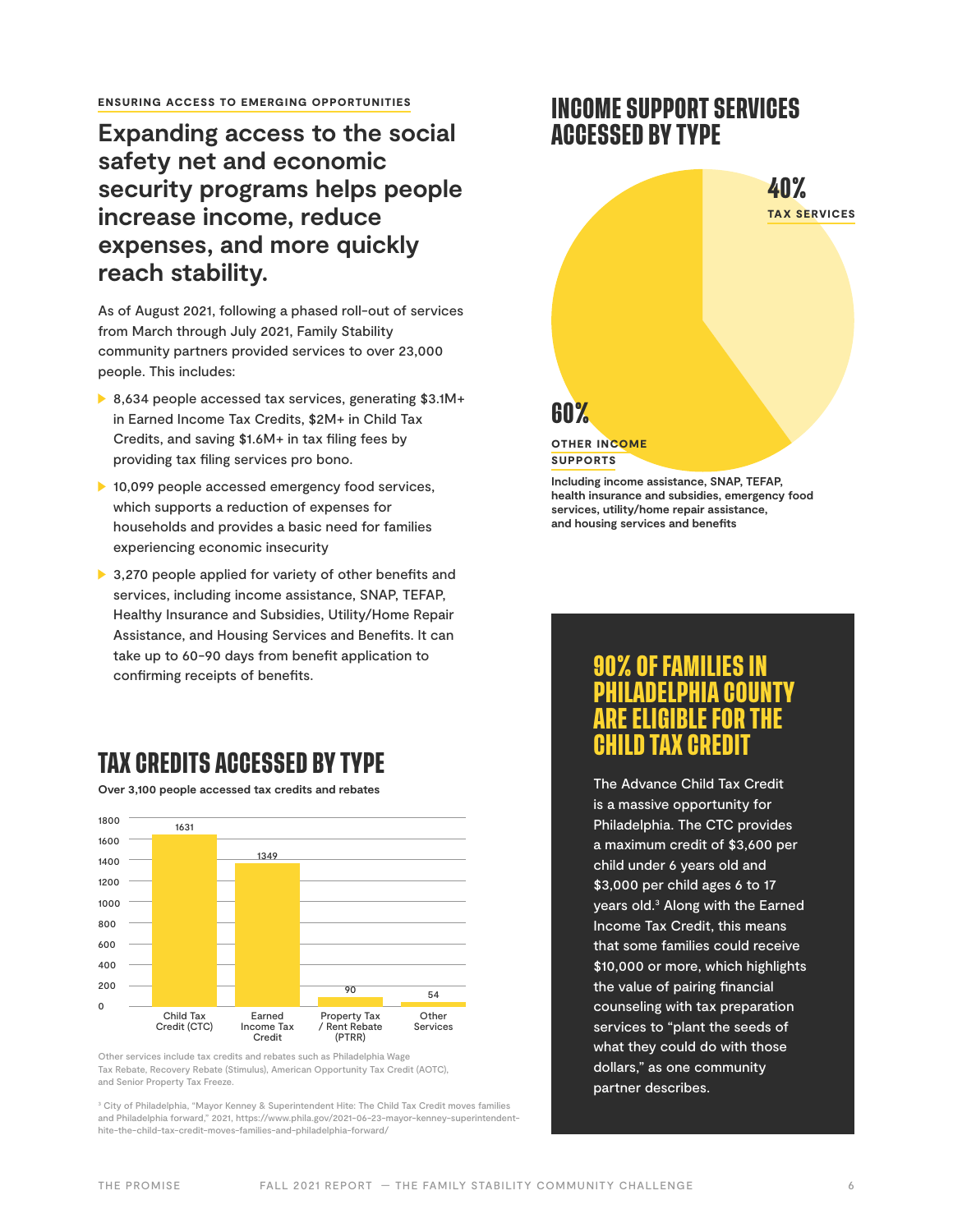ENSURING ACCESS TO EMERGING OPPORTUNITIES

## Expanding access to the social safety net and economic security programs helps people increase income, reduce expenses, and more quickly reach stability.

As of August 2021, following a phased roll-out of services from March through July 2021, Family Stability community partners provided services to over 23,000 people. This includes:

- 8,634 people accessed tax services, generating $3.1M+ in Earned Income Tax Credits, $2M+ in Child Tax Credits, and saving $1.6M+ in tax filing fees by providing tax filing services pro bono.
- 10,099 people accessed emergency food services, which supports a reduction of expenses for households and provides a basic need for families experiencing economic insecurity
- 3,270 people applied for variety of other benefits and services, including income assistance, SNAP, TEFAP, Healthy Insurance and Subsidies, Utility/Home Repair Assistance, and Housing Services and Benefits. It can take up to 60-90 days from benefit application to confirming receipts of benefits.

## TAX CREDITS ACCESSED BY TYPE

**Over 3,100 people accessed tax credits and rebates**

| Type | Number |
|---|---|
| Child Tax Credit (CTC) | 1631 |
| Earned Income Tax Credit | 1349 |
| Property Tax / Rent Rebate (PTRR) | 90 |
| Other Services | 54 |

Other services include tax credits and rebates such as Philadelphia Wage Tax Rebate, Recovery Rebate (Stimulus), American Opportunity Tax Credit (AOTC), and Senior Property Tax Freeze.

[3] City of Philadelphia, "Mayor Kenney & Superintendent Hite: The Child Tax Credit moves families and Philadelphia forward," 2021, https://www.phila.gov/2021-06-23-mayor-kenney-superintendent-hite-the-child-tax-credit-moves-families-and-philadelphia-forward/

## INCOME SUPPORT SERVICES ACCESSED BY TYPE

| Type | Share |
|---|---|
| Tax Services | 40% |
| Other Income Supports | 60% |

**Other Income Supports:** Including income assistance, SNAP, TEFAP, health insurance and subsidies, emergency food services, utility/home repair assistance, and housing services and benefits

## 90% OF FAMILIES IN PHILADELPHIA COUNTY ARE ELIGIBLE FOR THE CHILD TAX CREDIT

The Advance Child Tax Credit is a massive opportunity for Philadelphia. The CTC provides a maximum credit of $3,600 per child under 6 years old and $3,000 per child ages 6 to 17 years old.[3] Along with the Earned Income Tax Credit, this means that some families could receive $10,000 or more, which highlights the value of pairing financial counseling with tax preparation services to "plant the seeds of what they could do with those dollars," as one community partner describes.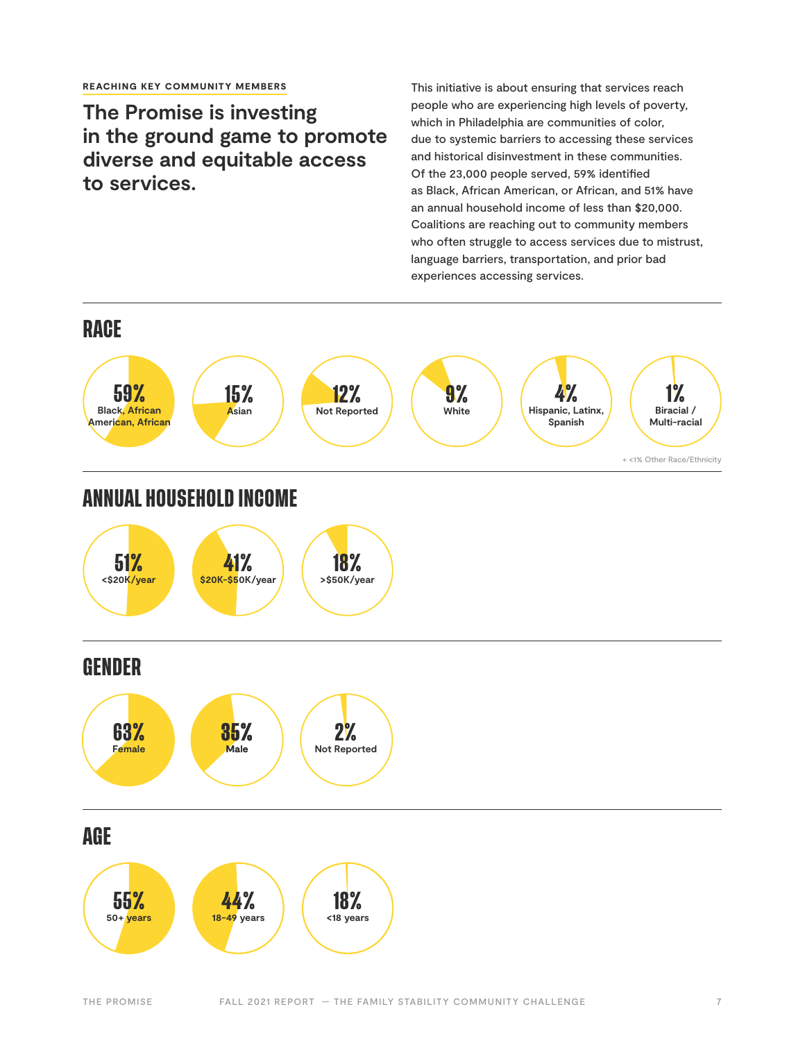REACHING KEY COMMUNITY MEMBERS

## The Promise is investing in the ground game to promote diverse and equitable access to services.

This initiative is about ensuring that services reach people who are experiencing high levels of poverty, which in Philadelphia are communities of color, due to systemic barriers to accessing these services and historical disinvestment in these communities. Of the 23,000 people served, 59% identified as Black, African American, or African, and 51% have an annual household income of less than $20,000. Coalitions are reaching out to community members who often struggle to access services due to mistrust, language barriers, transportation, and prior bad experiences accessing services.

## RACE

- **59%** Black, African American, African
- **15%** Asian
- **12%** Not Reported
- **9%** White
- **4%** Hispanic, Latinx, Spanish
- **1%** Biracial / Multi-racial

+ <1% Other Race/Ethnicity

## ANNUAL HOUSEHOLD INCOME

- **51%** <$20K/year
- **41%** $20K-$50K/year
- **18%** >$50K/year

## GENDER

- **63%** Female
- **35%** Male
- **2%** Not Reported

## AGE

- **55%** 50+ years
- **44%** 18-49 years
- **18%** <18 years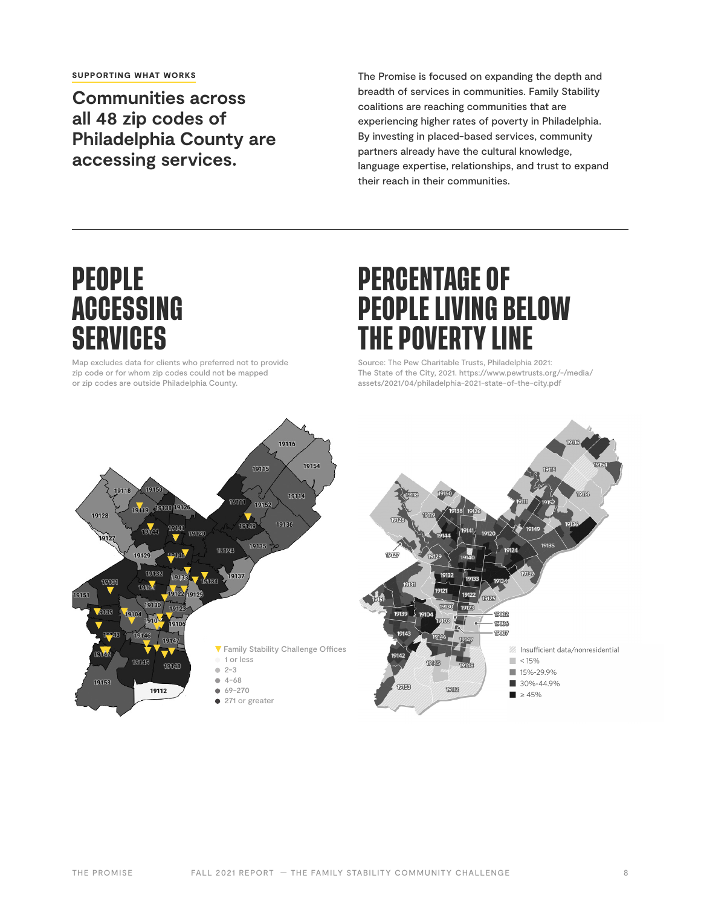**SUPPORTING WHAT WORKS**

## Communities across all 48 zip codes of Philadelphia County are accessing services.

The Promise is focused on expanding the depth and breadth of services in communities. Family Stability coalitions are reaching communities that are experiencing higher rates of poverty in Philadelphia. By investing in placed-based services, community partners already have the cultural knowledge, language expertise, relationships, and trust to expand their reach in their communities.

# PEOPLE ACCESSING SERVICES

Map excludes data for clients who preferred not to provide zip code or for whom zip codes could not be mapped or zip codes are outside Philadelphia County.

▼ Family Stability Challenge Offices
- 1 or less
- 2–3
- 4–68
- 69–270
- 271 or greater

# PERCENTAGE OF PEOPLE LIVING BELOW THE POVERTY LINE

Source: The Pew Charitable Trusts, Philadelphia 2021: The State of the City, 2021. https://www.pewtrusts.org/-/media/assets/2021/04/philadelphia-2021-state-of-the-city.pdf

- Insufficient data/nonresidential
- < 15%
- 15%-29.9%
- 30%-44.9%
- ≥ 45%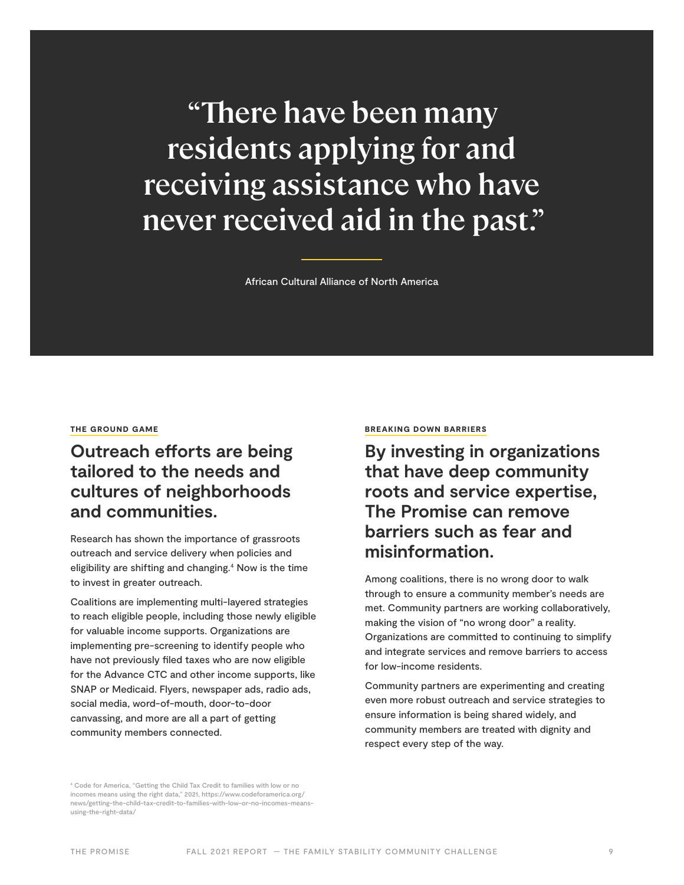> "There have been many residents applying for and receiving assistance who have never received aid in the past."
>
> African Cultural Alliance of North America

**THE GROUND GAME**

## Outreach efforts are being tailored to the needs and cultures of neighborhoods and communities.

Research has shown the importance of grassroots outreach and service delivery when policies and eligibility are shifting and changing.[4] Now is the time to invest in greater outreach.

Coalitions are implementing multi-layered strategies to reach eligible people, including those newly eligible for valuable income supports. Organizations are implementing pre-screening to identify people who have not previously filed taxes who are now eligible for the Advance CTC and other income supports, like SNAP or Medicaid. Flyers, newspaper ads, radio ads, social media, word-of-mouth, door-to-door canvassing, and more are all a part of getting community members connected.

**BREAKING DOWN BARRIERS**

## By investing in organizations that have deep community roots and service expertise, The Promise can remove barriers such as fear and misinformation.

Among coalitions, there is no wrong door to walk through to ensure a community member's needs are met. Community partners are working collaboratively, making the vision of "no wrong door" a reality. Organizations are committed to continuing to simplify and integrate services and remove barriers to access for low-income residents.

Community partners are experimenting and creating even more robust outreach and service strategies to ensure information is being shared widely, and community members are treated with dignity and respect every step of the way.

[4] Code for America, "Getting the Child Tax Credit to families with low or no incomes means using the right data," 2021, https://www.codeforamerica.org/news/getting-the-child-tax-credit-to-families-with-low-or-no-incomes-means-using-the-right-data/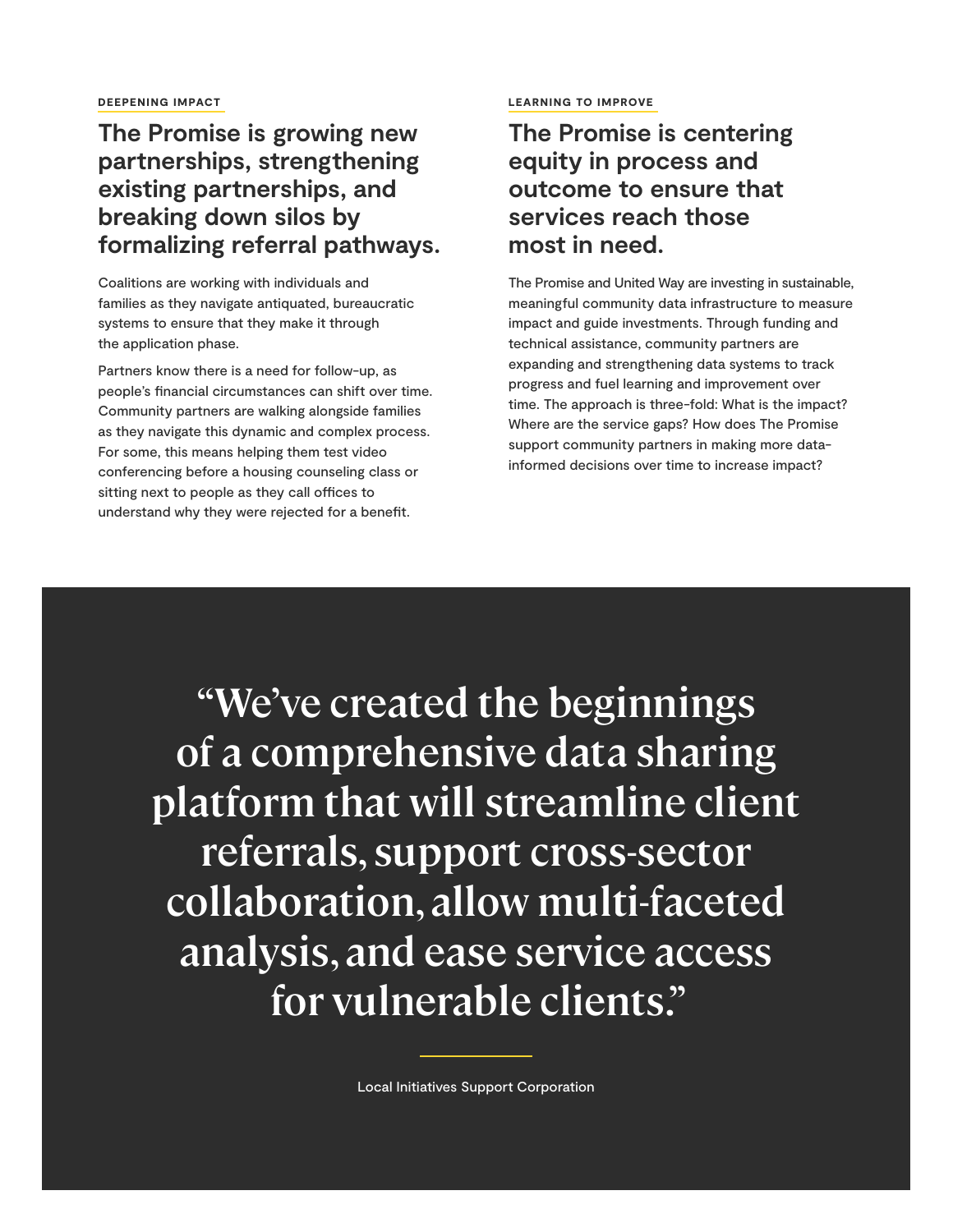**DEEPENING IMPACT**

## The Promise is growing new partnerships, strengthening existing partnerships, and breaking down silos by formalizing referral pathways.

Coalitions are working with individuals and families as they navigate antiquated, bureaucratic systems to ensure that they make it through the application phase.

Partners know there is a need for follow-up, as people's financial circumstances can shift over time. Community partners are walking alongside families as they navigate this dynamic and complex process. For some, this means helping them test video conferencing before a housing counseling class or sitting next to people as they call offices to understand why they were rejected for a benefit.

**LEARNING TO IMPROVE**

## The Promise is centering equity in process and outcome to ensure that services reach those most in need.

The Promise and United Way are investing in sustainable, meaningful community data infrastructure to measure impact and guide investments. Through funding and technical assistance, community partners are expanding and strengthening data systems to track progress and fuel learning and improvement over time. The approach is three-fold: What is the impact? Where are the service gaps? How does The Promise support community partners in making more data-informed decisions over time to increase impact?

> "We've created the beginnings of a comprehensive data sharing platform that will streamline client referrals, support cross-sector collaboration, allow multi-faceted analysis, and ease service access for vulnerable clients."
>
> Local Initiatives Support Corporation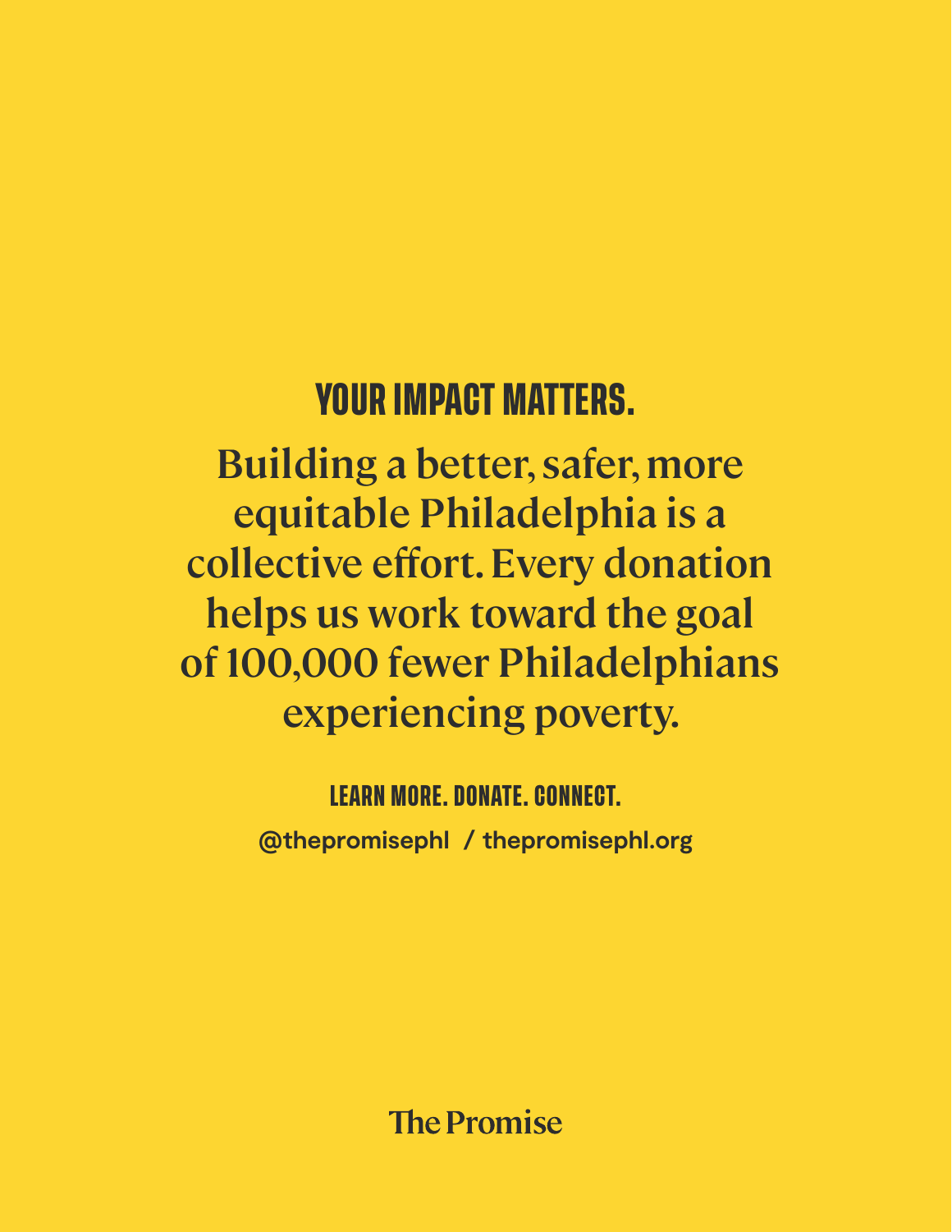## YOUR IMPACT MATTERS.

Building a better, safer, more equitable Philadelphia is a collective effort. Every donation helps us work toward the goal of 100,000 fewer Philadelphians experiencing poverty.

**LEARN MORE. DONATE. CONNECT.**

**@thepromisephl / thepromisephl.org**

The Promise